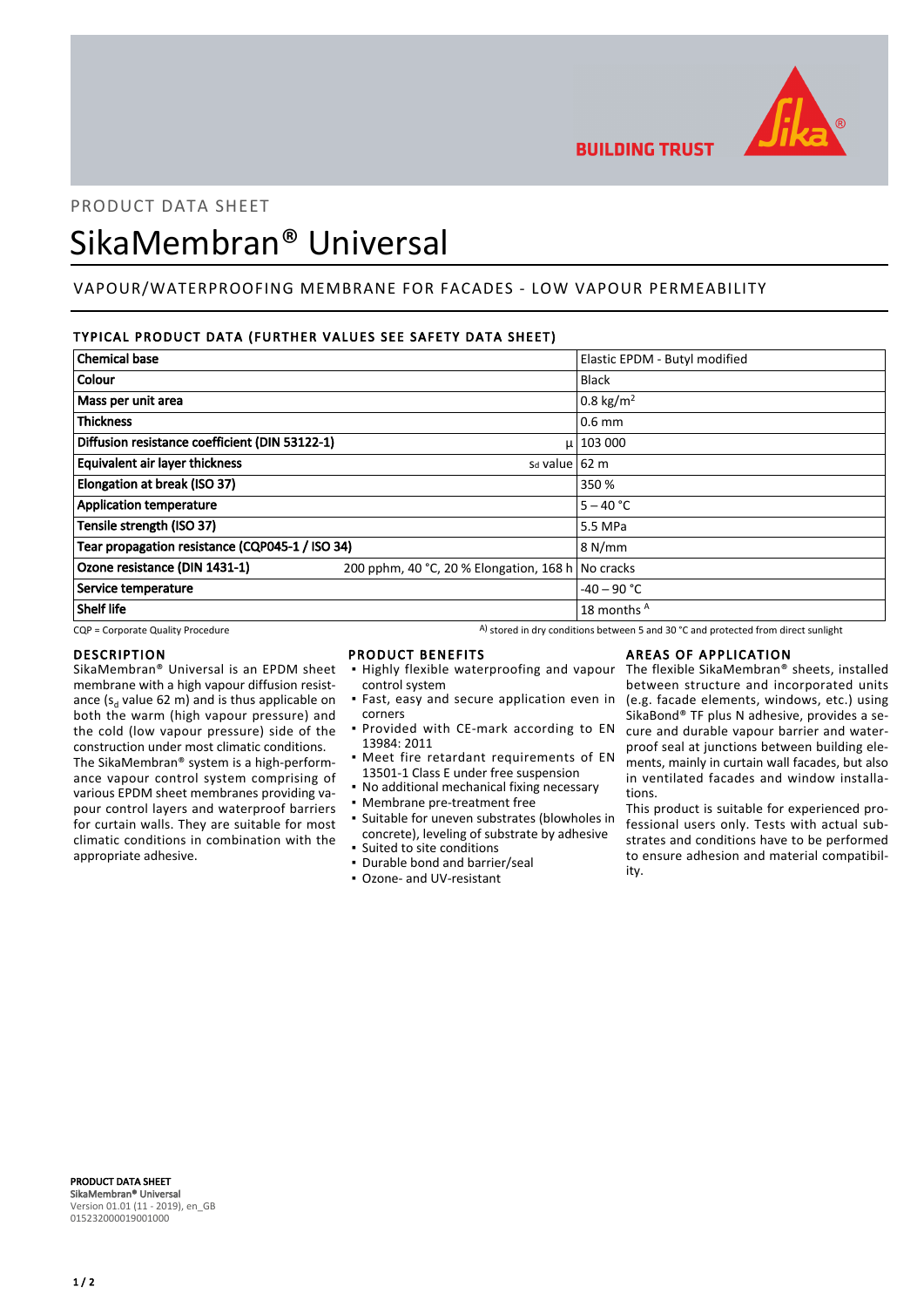PRODUCT DATA SHEET

# SikaMembran® Universal

## VAPOUR/WATERPROOFING MEMBRANE FOR FACADES - LOW VAPOUR PERMEABILITY

### TYPICAL PRODUCT DATA (FURTHER VALUES SEE SAFETY DATA SHEET)

| Property | | Value |
|---|---|---|
| **Chemical base** | | Elastic EPDM - Butyl modified |
| **Colour** | | Black |
| **Mass per unit area** | | 0.8 kg/m² |
| **Thickness** | | 0.6 mm |
| **Diffusion resistance coefficient (DIN 53122-1)** | μ | 103 000 |
| **Equivalent air layer thickness** | $s_d$ value | 62 m |
| **Elongation at break (ISO 37)** | | 350 % |
| **Application temperature** | | 5 – 40 °C |
| **Tensile strength (ISO 37)** | | 5.5 MPa |
| **Tear propagation resistance (CQP045-1 / ISO 34)** | | 8 N/mm |
| **Ozone resistance (DIN 1431-1)** | 200 pphm, 40 °C, 20 % Elongation, 168 h | No cracks |
| **Service temperature** | | -40 – 90 °C |
| **Shelf life** | | 18 months [A] |

CQP = Corporate Quality Procedure

A) stored in dry conditions between 5 and 30 °C and protected from direct sunlight

### DESCRIPTION

SikaMembran® Universal is an EPDM sheet membrane with a high vapour diffusion resistance ($s_d$ value 62 m) and is thus applicable on both the warm (high vapour pressure) and the cold (low vapour pressure) side of the construction under most climatic conditions.

The SikaMembran® system is a high-performance vapour control system comprising of various EPDM sheet membranes providing vapour control layers and waterproof barriers for curtain walls. They are suitable for most climatic conditions in combination with the appropriate adhesive.

### PRODUCT BENEFITS

- Highly flexible waterproofing and vapour control system
- Fast, easy and secure application even in corners
- Provided with CE-mark according to EN 13984: 2011
- Meet fire retardant requirements of EN 13501-1 Class E under free suspension
- No additional mechanical fixing necessary
- Membrane pre-treatment free
- Suitable for uneven substrates (blowholes in concrete), leveling of substrate by adhesive
- Suited to site conditions
- Durable bond and barrier/seal
- Ozone- and UV-resistant

### AREAS OF APPLICATION

The flexible SikaMembran® sheets, installed between structure and incorporated units (e.g. facade elements, windows, etc.) using SikaBond® TF plus N adhesive, provides a secure and durable vapour barrier and waterproof seal at junctions between building elements, mainly in curtain wall facades, but also in ventilated facades and window installations.

This product is suitable for experienced professional users only. Tests with actual substrates and conditions have to be performed to ensure adhesion and material compatibility.

**PRODUCT DATA SHEET**
**SikaMembran® Universal**
Version 01.01 (11 - 2019), en_GB
015232000019001000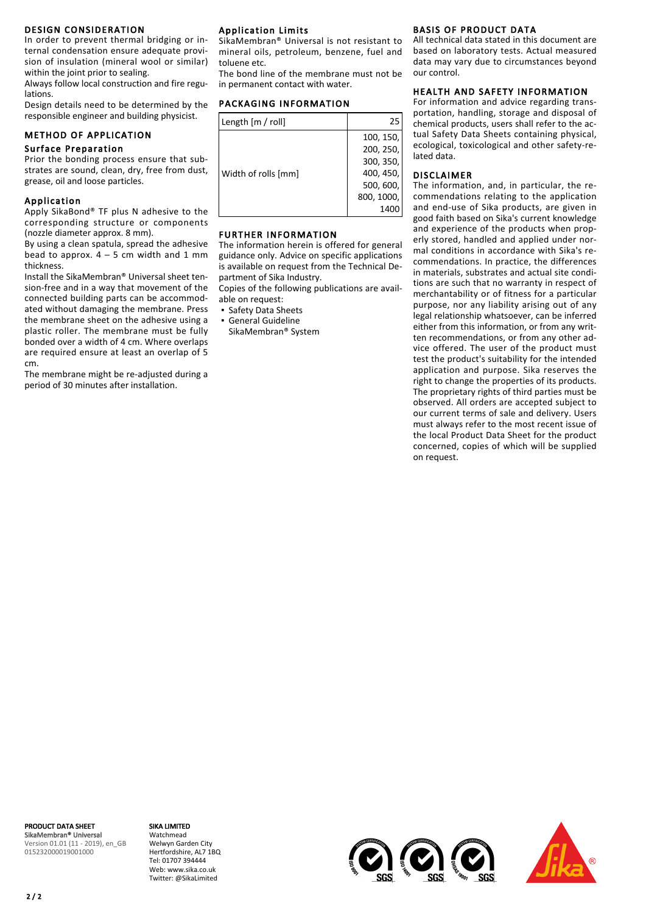## DESIGN CONSIDERATION

In order to prevent thermal bridging or internal condensation ensure adequate provision of insulation (mineral wool or similar) within the joint prior to sealing.

Always follow local construction and fire regulations.

Design details need to be determined by the responsible engineer and building physicist.

## METHOD OF APPLICATION

### Surface Preparation

Prior the bonding process ensure that substrates are sound, clean, dry, free from dust, grease, oil and loose particles.

### Application

Apply SikaBond® TF plus N adhesive to the corresponding structure or components (nozzle diameter approx. 8 mm).

By using a clean spatula, spread the adhesive bead to approx. 4 – 5 cm width and 1 mm thickness.

Install the SikaMembran® Universal sheet tension-free and in a way that movement of the connected building parts can be accommodated without damaging the membrane. Press the membrane sheet on the adhesive using a plastic roller. The membrane must be fully bonded over a width of 4 cm. Where overlaps are required ensure at least an overlap of 5 cm.

The membrane might be re-adjusted during a period of 30 minutes after installation.

### Application Limits

SikaMembran® Universal is not resistant to mineral oils, petroleum, benzene, fuel and toluene etc.

The bond line of the membrane must not be in permanent contact with water.

## PACKAGING INFORMATION

| | |
|---|---|
| Length [m / roll] | 25 |
| Width of rolls [mm] | 100, 150, 200, 250, 300, 350, 400, 450, 500, 600, 800, 1000, 1400 |

## FURTHER INFORMATION

The information herein is offered for general guidance only. Advice on specific applications is available on request from the Technical Department of Sika Industry.

Copies of the following publications are available on request:

- Safety Data Sheets
- General Guideline SikaMembran® System

## BASIS OF PRODUCT DATA

All technical data stated in this document are based on laboratory tests. Actual measured data may vary due to circumstances beyond our control.

## HEALTH AND SAFETY INFORMATION

For information and advice regarding transportation, handling, storage and disposal of chemical products, users shall refer to the actual Safety Data Sheets containing physical, ecological, toxicological and other safety-related data.

## DISCLAIMER

The information, and, in particular, the recommendations relating to the application and end-use of Sika products, are given in good faith based on Sika's current knowledge and experience of the products when properly stored, handled and applied under normal conditions in accordance with Sika's recommendations. In practice, the differences in materials, substrates and actual site conditions are such that no warranty in respect of merchantability or of fitness for a particular purpose, nor any liability arising out of any legal relationship whatsoever, can be inferred either from this information, or from any written recommendations, or from any other advice offered. The user of the product must test the product's suitability for the intended application and purpose. Sika reserves the right to change the properties of its products. The proprietary rights of third parties must be observed. All orders are accepted subject to our current terms of sale and delivery. Users must always refer to the most recent issue of the local Product Data Sheet for the product concerned, copies of which will be supplied on request.

**PRODUCT DATA SHEET**
**SikaMembran® Universal**
Version 01.01 (11 - 2019), en_GB
015232000019001000

**SIKA LIMITED**
Watchmead
Welwyn Garden City
Hertfordshire, AL7 1BQ
Tel: 01707 394444
Web: www.sika.co.uk
Twitter: @SikaLimited